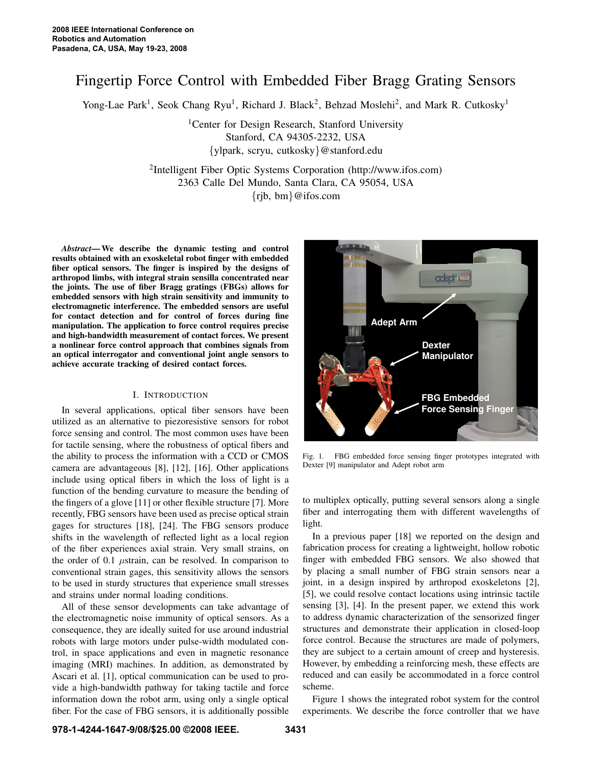# Fingertip Force Control with Embedded Fiber Bragg Grating Sensors

Yong-Lae Park[1], Seok Chang Ryu[1], Richard J. Black[2], Behzad Moslehi[2], and Mark R. Cutkosky[1]

[1]Center for Design Research, Stanford University
Stanford, CA 94305-2232, USA
{ylpark, scryu, cutkosky}@stanford.edu

[2]Intelligent Fiber Optic Systems Corporation (http://www.ifos.com)
2363 Calle Del Mundo, Santa Clara, CA 95054, USA
{rjb, bm}@ifos.com

***Abstract*— We describe the dynamic testing and control results obtained with an exoskeletal robot finger with embedded fiber optical sensors. The finger is inspired by the designs of arthropod limbs, with integral strain sensilla concentrated near the joints. The use of fiber Bragg gratings (FBGs) allows for embedded sensors with high strain sensitivity and immunity to electromagnetic interference. The embedded sensors are useful for contact detection and for control of forces during fine manipulation. The application to force control requires precise and high-bandwidth measurement of contact forces. We present a nonlinear force control approach that combines signals from an optical interrogator and conventional joint angle sensors to achieve accurate tracking of desired contact forces.**

## I. Introduction

In several applications, optical fiber sensors have been utilized as an alternative to piezoresistive sensors for robot force sensing and control. The most common uses have been for tactile sensing, where the robustness of optical fibers and the ability to process the information with a CCD or CMOS camera are advantageous [8], [12], [16]. Other applications include using optical fibers in which the loss of light is a function of the bending curvature to measure the bending of the fingers of a glove [11] or other flexible structure [7]. More recently, FBG sensors have been used as precise optical strain gages for structures [18], [24]. The FBG sensors produce shifts in the wavelength of reflected light as a local region of the fiber experiences axial strain. Very small strains, on the order of 0.1 $\mu$strain, can be resolved. In comparison to conventional strain gages, this sensitivity allows the sensors to be used in sturdy structures that experience small stresses and strains under normal loading conditions.

All of these sensor developments can take advantage of the electromagnetic noise immunity of optical sensors. As a consequence, they are ideally suited for use around industrial robots with large motors under pulse-width modulated control, in space applications and even in magnetic resonance imaging (MRI) machines. In addition, as demonstrated by Ascari et al. [1], optical communication can be used to provide a high-bandwidth pathway for taking tactile and force information down the robot arm, using only a single optical fiber. For the case of FBG sensors, it is additionally possible to multiplex optically, putting several sensors along a single fiber and interrogating them with different wavelengths of light.

Adept Arm

Dexter Manipulator

FBG Embedded Force Sensing Finger

Fig. 1. FBG embedded force sensing finger prototypes integrated with Dexter [9] manipulator and Adept robot arm

In a previous paper [18] we reported on the design and fabrication process for creating a lightweight, hollow robotic finger with embedded FBG sensors. We also showed that by placing a small number of FBG strain sensors near a joint, in a design inspired by arthropod exoskeletons [2], [5], we could resolve contact locations using intrinsic tactile sensing [3], [4]. In the present paper, we extend this work to address dynamic characterization of the sensorized finger structures and demonstrate their application in closed-loop force control. Because the structures are made of polymers, they are subject to a certain amount of creep and hysteresis. However, by embedding a reinforcing mesh, these effects are reduced and can easily be accommodated in a force control scheme.

Figure 1 shows the integrated robot system for the control experiments. We describe the force controller that we have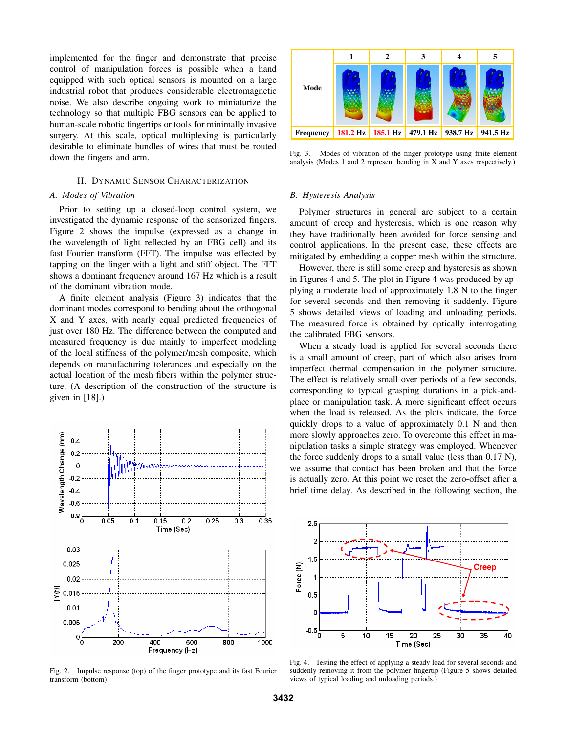implemented for the finger and demonstrate that precise control of manipulation forces is possible when a hand equipped with such optical sensors is mounted on a large industrial robot that produces considerable electromagnetic noise. We also describe ongoing work to miniaturize the technology so that multiple FBG sensors can be applied to human-scale robotic fingertips or tools for minimally invasive surgery. At this scale, optical multiplexing is particularly desirable to eliminate bundles of wires that must be routed down the fingers and arm.

## II. Dynamic Sensor Characterization

### A. Modes of Vibration

Prior to setting up a closed-loop control system, we investigated the dynamic response of the sensorized fingers. Figure 2 shows the impulse (expressed as a change in the wavelength of light reflected by an FBG cell) and its fast Fourier transform (FFT). The impulse was effected by tapping on the finger with a light and stiff object. The FFT shows a dominant frequency around 167 Hz which is a result of the dominant vibration mode.

A finite element analysis (Figure 3) indicates that the dominant modes correspond to bending about the orthogonal X and Y axes, with nearly equal predicted frequencies of just over 180 Hz. The difference between the computed and measured frequency is due mainly to imperfect modeling of the local stiffness of the polymer/mesh composite, which depends on manufacturing tolerances and especially on the actual location of the mesh fibers within the polymer structure. (A description of the construction of the structure is given in [18].)

Wavelength Change (nm)
0.4
0.2
0
-0.2
-0.4
-0.6
-0.8
0
0.05
0.1
0.15
0.2
0.25
0.3
0.35
Time (Sec)

0.03
0.025
0.02
0.015
0.01
0.005
0
|Y(f)|
0
200
400
600
800
1000
Frequency (Hz)

Fig. 2. Impulse response (top) of the finger prototype and its fast Fourier transform (bottom)

| Mode | 1 | 2 | 3 | 4 | 5 |
|---|---|---|---|---|---|
| Frequency | 181.2 Hz | 185.1 Hz | 479.1 Hz | 938.7 Hz | 941.5 Hz |

Fig. 3. Modes of vibration of the finger prototype using finite element analysis (Modes 1 and 2 represent bending in X and Y axes respectively.)

### B. Hysteresis Analysis

Polymer structures in general are subject to a certain amount of creep and hysteresis, which is one reason why they have traditionally been avoided for force sensing and control applications. In the present case, these effects are mitigated by embedding a copper mesh within the structure.

However, there is still some creep and hysteresis as shown in Figures 4 and 5. The plot in Figure 4 was produced by applying a moderate load of approximately 1.8 N to the finger for several seconds and then removing it suddenly. Figure 5 shows detailed views of loading and unloading periods. The measured force is obtained by optically interrogating the calibrated FBG sensors.

When a steady load is applied for several seconds there is a small amount of creep, part of which also arises from imperfect thermal compensation in the polymer structure. The effect is relatively small over periods of a few seconds, corresponding to typical grasping durations in a pick-and-place or manipulation task. A more significant effect occurs when the load is released. As the plots indicate, the force quickly drops to a value of approximately 0.1 N and then more slowly approaches zero. To overcome this effect in manipulation tasks a simple strategy was employed. Whenever the force suddenly drops to a small value (less than 0.17 N), we assume that contact has been broken and that the force is actually zero. At this point we reset the zero-offset after a brief time delay. As described in the following section, the

Force (N)
2.5
2
1.5
1
0.5
0
-0.5
0
5
10
15
20
25
30
35
40
Time (Sec)
Creep

Fig. 4. Testing the effect of applying a steady load for several seconds and suddenly removing it from the polymer fingertip (Figure 5 shows detailed views of typical loading and unloading periods.)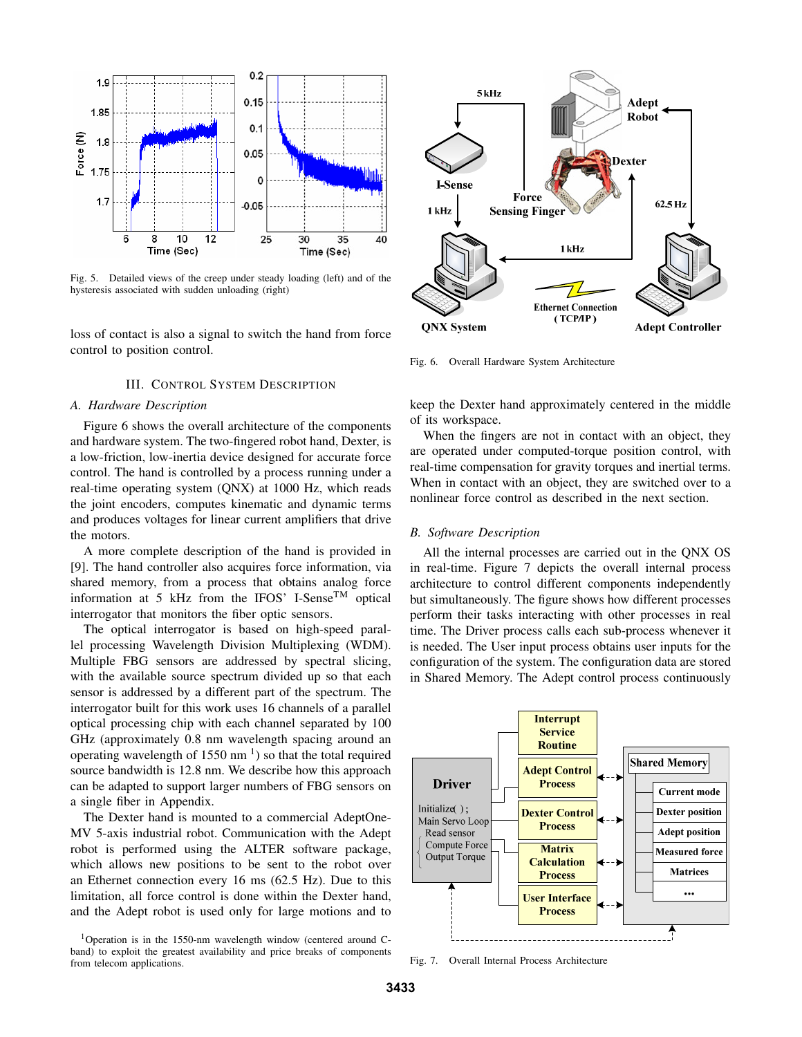1.9
1.85
1.8
1.75
1.7
Force (N)
6 8 10 12
Time (Sec)

0.2
0.15
0.1
0.05
0
-0.05
25 30 35 40
Time (Sec)

Fig. 5. Detailed views of the creep under steady loading (left) and of the hysteresis associated with sudden unloading (right)

loss of contact is also a signal to switch the hand from force control to position control.

## III. Control System Description

### A. Hardware Description

Figure 6 shows the overall architecture of the components and hardware system. The two-fingered robot hand, Dexter, is a low-friction, low-inertia device designed for accurate force control. The hand is controlled by a process running under a real-time operating system (QNX) at 1000 Hz, which reads the joint encoders, computes kinematic and dynamic terms and produces voltages for linear current amplifiers that drive the motors.

A more complete description of the hand is provided in [9]. The hand controller also acquires force information, via shared memory, from a process that obtains analog force information at 5 kHz from the IFOS' I-Sense™ optical interrogator that monitors the fiber optic sensors.

The optical interrogator is based on high-speed parallel processing Wavelength Division Multiplexing (WDM). Multiple FBG sensors are addressed by spectral slicing, with the available source spectrum divided up so that each sensor is addressed by a different part of the spectrum. The interrogator built for this work uses 16 channels of a parallel optical processing chip with each channel separated by 100 GHz (approximately 0.8 nm wavelength spacing around an operating wavelength of 1550 nm [1]) so that the total required source bandwidth is 12.8 nm. We describe how this approach can be adapted to support larger numbers of FBG sensors on a single fiber in Appendix.

The Dexter hand is mounted to a commercial AdeptOne-MV 5-axis industrial robot. Communication with the Adept robot is performed using the ALTER software package, which allows new positions to be sent to the robot over an Ethernet connection every 16 ms (62.5 Hz). Due to this limitation, all force control is done within the Dexter hand, and the Adept robot is used only for large motions and to keep the Dexter hand approximately centered in the middle of its workspace.

[1]Operation is in the 1550-nm wavelength window (centered around C-band) to exploit the greatest availability and price breaks of components from telecom applications.

5 kHz
Adept Robot
Dexter
I-Sense
Force Sensing Finger
1 kHz
62.5 Hz
1 kHz
QNX System
Ethernet Connection (TCP/IP)
Adept Controller

Fig. 6. Overall Hardware System Architecture

When the fingers are not in contact with an object, they are operated under computed-torque position control, with real-time compensation for gravity torques and inertial terms. When in contact with an object, they are switched over to a nonlinear force control as described in the next section.

### B. Software Description

All the internal processes are carried out in the QNX OS in real-time. Figure 7 depicts the overall internal process architecture to control different components independently but simultaneously. The figure shows how different processes perform their tasks interacting with other processes in real time. The Driver process calls each sub-process whenever it is needed. The User input process obtains user inputs for the configuration of the system. The configuration data are stored in Shared Memory. The Adept control process continuously

Driver
Initialize( );
Main Servo Loop
Read sensor
Compute Force
Output Torque
Interrupt Service Routine
Adept Control Process
Dexter Control Process
Matrix Calculation Process
User Interface Process
Shared Memory
Current mode
Dexter position
Adept position
Measured force
Matrices
...

Fig. 7. Overall Internal Process Architecture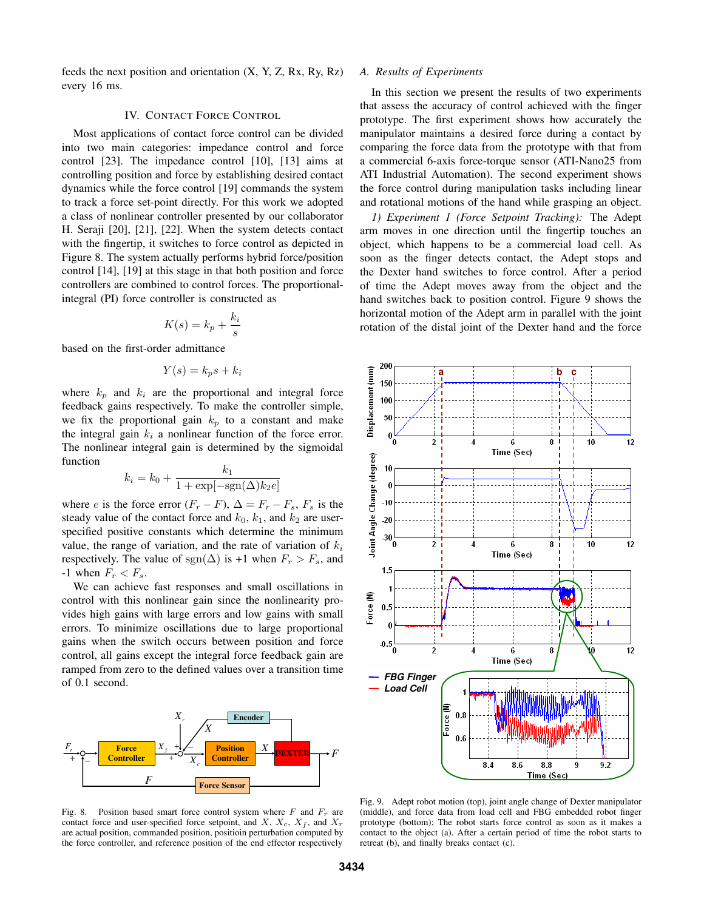feeds the next position and orientation (X, Y, Z, Rx, Ry, Rz) every 16 ms.

## IV. Contact Force Control

Most applications of contact force control can be divided into two main categories: impedance control and force control [23]. The impedance control [10], [13] aims at controlling position and force by establishing desired contact dynamics while the force control [19] commands the system to track a force set-point directly. For this work we adopted a class of nonlinear controller presented by our collaborator H. Seraji [20], [21], [22]. When the system detects contact with the fingertip, it switches to force control as depicted in Figure 8. The system actually performs hybrid force/position control [14], [19] at this stage in that both position and force controllers are combined to control forces. The proportional-integral (PI) force controller is constructed as

$$K(s) = k_p + \frac{k_i}{s}$$

based on the first-order admittance

$$Y(s) = k_p s + k_i$$

where $k_p$ and $k_i$ are the proportional and integral force feedback gains respectively. To make the controller simple, we fix the proportional gain $k_p$ to a constant and make the integral gain $k_i$ a nonlinear function of the force error. The nonlinear integral gain is determined by the sigmoidal function

$$k_i = k_0 + \frac{k_1}{1 + \exp[-\text{sgn}(\Delta) k_2 e]}$$

where $e$ is the force error ($F_r - F$), $\Delta = F_r - F_s$, $F_s$ is the steady value of the contact force and $k_0$, $k_1$, and $k_2$ are user-specified positive constants which determine the minimum value, the range of variation, and the rate of variation of $k_i$ respectively. The value of $\text{sgn}(\Delta)$ is +1 when $F_r > F_s$, and -1 when $F_r < F_s$.

We can achieve fast responses and small oscillations in control with this nonlinear gain since the nonlinearity provides high gains with large errors and low gains with small errors. To minimize oscillations due to large proportional gains when the switch occurs between position and force control, all gains except the integral force feedback gain are ramped from zero to the defined values over a transition time of 0.1 second.

Fr
+
−
Force Controller
Xf
Xr
+
−
+
X
Xc
Encoder
Position Controller
X
DEXTER
F
F
Force Sensor

Fig. 8. Position based smart force control system where $F$ and $F_r$ are contact force and user-specified force setpoint, and $X$, $X_c$, $X_f$, and $X_r$ are actual position, commanded position, positioin perturbation computed by the force controller, and reference position of the end effector respectively

### A. Results of Experiments

In this section we present the results of two experiments that assess the accuracy of control achieved with the finger prototype. The first experiment shows how accurately the manipulator maintains a desired force during a contact by comparing the force data from the prototype with that from a commercial 6-axis force-torque sensor (ATI-Nano25 from ATI Industrial Automation). The second experiment shows the force control during manipulation tasks including linear and rotational motions of the hand while grasping an object.

*1) Experiment 1 (Force Setpoint Tracking):* The Adept arm moves in one direction until the fingertip touches an object, which happens to be a commercial load cell. As soon as the finger detects contact, the Adept stops and the Dexter hand switches to force control. After a period of time the Adept moves away from the object and the hand switches back to position control. Figure 9 shows the horizontal motion of the Adept arm in parallel with the joint rotation of the distal joint of the Dexter hand and the force

Displacement (mm)
Time (Sec)
Joint Angle Change (degree)
Time (Sec)
Force (N)
Time (Sec)
a b c
FBG Finger
Load Cell
Force (N)
Time (Sec)

Fig. 9. Adept robot motion (top), joint angle change of Dexter manipulator (middle), and force data from load cell and FBG embedded robot finger prototype (bottom); The robot starts force control as soon as it makes a contact to the object (a). After a certain period of time the robot starts to retreat (b), and finally breaks contact (c).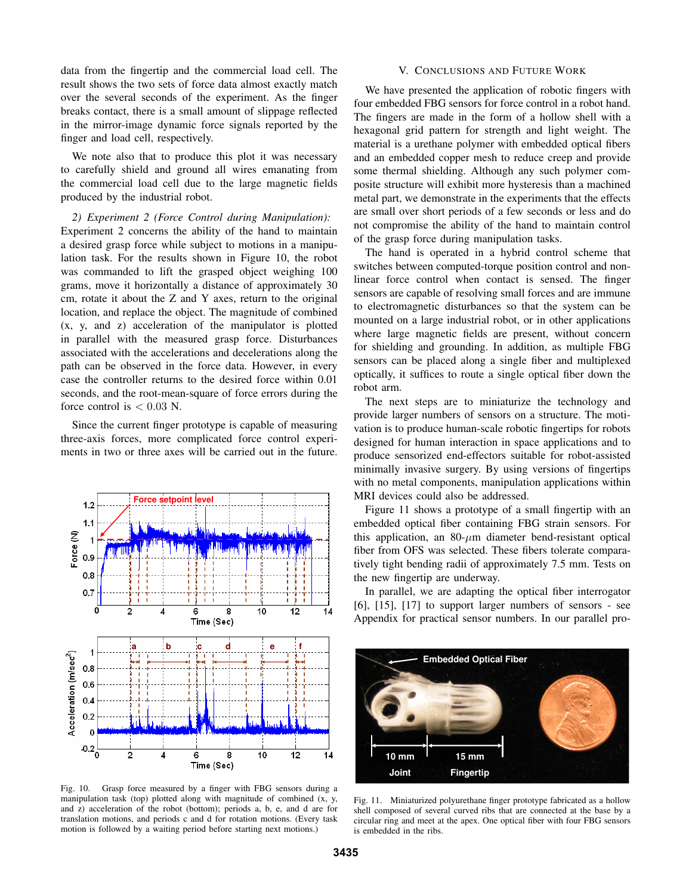data from the fingertip and the commercial load cell. The result shows the two sets of force data almost exactly match over the several seconds of the experiment. As the finger breaks contact, there is a small amount of slippage reflected in the mirror-image dynamic force signals reported by the finger and load cell, respectively.

We note also that to produce this plot it was necessary to carefully shield and ground all wires emanating from the commercial load cell due to the large magnetic fields produced by the industrial robot.

*2) Experiment 2 (Force Control during Manipulation):* Experiment 2 concerns the ability of the hand to maintain a desired grasp force while subject to motions in a manipulation task. For the results shown in Figure 10, the robot was commanded to lift the grasped object weighing 100 grams, move it horizontally a distance of approximately 30 cm, rotate it about the Z and Y axes, return to the original location, and replace the object. The magnitude of combined (x, y, and z) acceleration of the manipulator is plotted in parallel with the measured grasp force. Disturbances associated with the accelerations and decelerations along the path can be observed in the force data. However, in every case the controller returns to the desired force within 0.01 seconds, and the root-mean-square of force errors during the force control is $< 0.03$ N.

Since the current finger prototype is capable of measuring three-axis forces, more complicated force control experiments in two or three axes will be carried out in the future.

Force setpoint level
Force (N)
1.2
1.1
1
0.9
0.8
0.7
0 2 4 6 8 10 12 14
Time (Sec)

a b c d e f
Acceleration (m/sec$^2$)
1
0.8
0.6
0.4
0.2
0
-0.2
0 2 4 6 8 10 12 14
Time (Sec)

Fig. 10. Grasp force measured by a finger with FBG sensors during a manipulation task (top) plotted along with magnitude of combined (x, y, and z) acceleration of the robot (bottom); periods a, b, e, and d are for translation motions, and periods c and d for rotation motions. (Every task motion is followed by a waiting period before starting next motions.)

## V. Conclusions and Future Work

We have presented the application of robotic fingers with four embedded FBG sensors for force control in a robot hand. The fingers are made in the form of a hollow shell with a hexagonal grid pattern for strength and light weight. The material is a urethane polymer with embedded optical fibers and an embedded copper mesh to reduce creep and provide some thermal shielding. Although any such polymer composite structure will exhibit more hysteresis than a machined metal part, we demonstrate in the experiments that the effects are small over short periods of a few seconds or less and do not compromise the ability of the hand to maintain control of the grasp force during manipulation tasks.

The hand is operated in a hybrid control scheme that switches between computed-torque position control and nonlinear force control when contact is sensed. The finger sensors are capable of resolving small forces and are immune to electromagnetic disturbances so that the system can be mounted on a large industrial robot, or in other applications where large magnetic fields are present, without concern for shielding and grounding. In addition, as multiple FBG sensors can be placed along a single fiber and multiplexed optically, it suffices to route a single optical fiber down the robot arm.

The next steps are to miniaturize the technology and provide larger numbers of sensors on a structure. The motivation is to produce human-scale robotic fingertips for robots designed for human interaction in space applications and to produce sensorized end-effectors suitable for robot-assisted minimally invasive surgery. By using versions of fingertips with no metal components, manipulation applications within MRI devices could also be addressed.

Figure 11 shows a prototype of a small fingertip with an embedded optical fiber containing FBG strain sensors. For this application, an 80-$\mu$m diameter bend-resistant optical fiber from OFS was selected. These fibers tolerate comparatively tight bending radii of approximately 7.5 mm. Tests on the new fingertip are underway.

In parallel, we are adapting the optical fiber interrogator [6], [15], [17] to support larger numbers of sensors - see Appendix for practical sensor numbers. In our parallel pro-

Embedded Optical Fiber
10 mm
Joint
15 mm
Fingertip

Fig. 11. Miniaturized polyurethane finger prototype fabricated as a hollow shell composed of several curved ribs that are connected at the base by a circular ring and meet at the apex. One optical fiber with four FBG sensors is embedded in the ribs.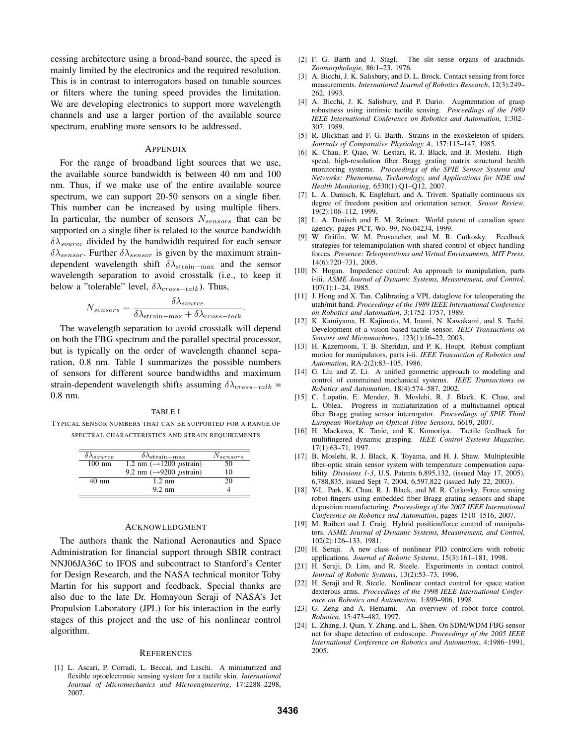cessing architecture using a broad-band source, the speed is mainly limited by the electronics and the required resolution. This is in contrast to interrogators based on tunable sources or filters where the tuning speed provides the limitation. We are developing electronics to support more wavelength channels and use a larger portion of the available source spectrum, enabling more sensors to be addressed.

## APPENDIX

For the range of broadband light sources that we use, the available source bandwidth is between 40 nm and 100 nm. Thus, if we make use of the entire available source spectrum, we can support 20-50 sensors on a single fiber. This number can be increased by using multiple fibers. In particular, the number of sensors $N_{sensors}$ that can be supported on a single fiber is related to the source bandwidth $\delta\lambda_{source}$ divided by the bandwidth required for each sensor $\delta\lambda_{sensor}$. Further $\delta\lambda_{sensor}$ is given by the maximum strain-dependent wavelength shift $\delta\lambda_{\text{strain-max}}$ and the sensor wavelength separation to avoid crosstalk (i.e., to keep it below a "tolerable" level, $\delta\lambda_{cross-talk}$). Thus,

$$N_{sensors} = \frac{\delta\lambda_{source}}{\delta\lambda_{\text{strain-max}} + \delta\lambda_{cross-talk}}.$$

The wavelength separation to avoid crosstalk will depend on both the FBG spectrum and the parallel spectral processor, but is typically on the order of wavelength channel separation, 0.8 nm. Table I summarizes the possible numbers of sensors for different source bandwidths and maximum strain-dependent wavelength shifts assuming $\delta\lambda_{cross-talk}$ = 0.8 nm.

TABLE I

TYPICAL SENSOR NUMBERS THAT CAN BE SUPPORTED FOR A RANGE OF SPECTRAL CHARACTERISTICS AND STRAIN REQUIREMENTS

| $\delta\lambda_{source}$ | $\delta\lambda_{\text{strain-max}}$ | $N_{sensors}$ |
|---|---|---|
| 100 nm | 1.2 nm (→1200 $\mu$strain) | 50 |
| | 9.2 nm (→9200 $\mu$strain) | 10 |
| 40 nm | 1.2 nm | 20 |
| | 9.2 nm | 4 |

## ACKNOWLEDGMENT

The authors thank the National Aeronautics and Space Administration for financial support through SBIR contract NNJ06JA36C to IFOS and subcontract to Stanford's Center for Design Research, and the NASA technical monitor Toby Martin for his support and feedback. Special thanks are also due to the late Dr. Homayoun Seraji of NASA's Jet Propulsion Laboratory (JPL) for his interaction in the early stages of this project and the use of his nonlinear control algorithm.

## REFERENCES

[1] L. Ascari, P. Corradi, L. Beccai, and Laschi. A miniaturized and flexible optoelectronic sensing system for a tactile skin. *International Journal of Micromechanics and Microengineering*, 17:2288–2298, 2007.

[2] F. G. Barth and J. Stagl. The slit sense organs of arachnids. *Zoomorphologie*, 86:1–23, 1976.

[3] A. Bicchi, J. K. Salisbury, and D. L. Brock. Contact sensing from force measurements. *International Journal of Robotics Research*, 12(3):249–262, 1993.

[4] A. Bicchi, J. K. Salisbury, and P. Dario. Augmentation of grasp robustness using intrinsic tactile sensing. *Proceedings of the 1989 IEEE International Conference on Robotics and Automation*, 1:302–307, 1989.

[5] R. Blickhan and F. G. Barth. Strains in the exoskeleton of spiders. *Journals of Comparative Physiology A*, 157:115–147, 1985.

[6] K. Chau, P. Qiao, W. Lestari, R. J. Black, and B. Moslehi. High-speed, high-resolution fiber Bragg grating matrix structural health monitoring systems. *Proceedings of the SPIE Sensor Systems and Networks: Phenomena, Techonology, and Applications for NDE and Health Monitoring*, 6530(1):Q1–Q12, 2007.

[7] L. A. Danisch, K. Englehart, and A. Trivett. Spatially continuous six degree of freedom position and orientation sensor. *Sensor Review*, 19(2):106–112, 1999.

[8] L. A. Danisch and E. M. Reimer. World patent of canadian space agency. pages PCT, Wo. 99, No.04234, 1999.

[9] W. Griffin, W. M. Provancher, and M. R. Cutkosky. Feedback strategies for telemanipulation with shared control of object handling forces. *Presence: Teleoperations and Virtual Environments, MIT Press*, 14(6):720–731, 2005.

[10] N. Hogan. Impedence control: An approach to manipulation, parts i-iii. *ASME Journal of Dynamic Systems, Measurement, and Control*, 107(1):1–24, 1985.

[11] J. Hong and X. Tan. Calibrating a VPL dataglove for teleoperating the utah/mit hand. *Proceedings of the 1989 IEEE International Conference on Robotics and Automation*, 3:1752–1757, 1989.

[12] K. Kamiyama, H. Kajimoto, M. Inami, N. Kawakami, and S. Tachi. Development of a vision-based tactile sensor. *IEEJ Transactions on Sensors and Micromachines*, 123(1):16–22, 2003.

[13] H. Kazernooni, T. B. Sheridan, and P. K. Houpt. Robust compliant motion for manipulators, parts i-ii. *IEEE Transaction of Robotics and Automation*, RA-2(2):83–105, 1986.

[14] G. Liu and Z. Li. A unified geometric approach to modeling and control of constrained mechanical systems. *IEEE Transactions on Robotics and Automation*, 18(4):574–587, 2002.

[15] C. Lopatin, E. Mendez, B. Moslehi, R. J. Black, K. Chau, and L. Oblea. Progress in miniaturization of a multichannel optical fiber Bragg grating sensor interrogator. *Proceedings of SPIE Third European Workshop on Optical Fibre Sensors*, 6619, 2007.

[16] H. Maekawa, K. Tanie, and K. Komoriya. Tactile feedback for multifingered dynamic grasping. *IEEE Control Systems Magazine*, 17(1):63–71, 1997.

[17] B. Moslehi, R. J. Black, K. Toyama, and H. J. Shaw. Multiplexible fiber-optic strain sensor system with temperature compensation capability. *Divisions 1-3*, U.S. Patents 6,895,132, (issued May 17, 2005), 6,788,835, issued Sept 7, 2004, 6,597,822 (issued July 22, 2003).

[18] Y-L. Park, K. Chau, R. J. Black, and M. R. Cutkosky. Force sensing robot fingers using embedded fiber Bragg grating sensors and shape deposition manufacturing. *Proceedings of the 2007 IEEE International Conference on Robotics and Automation*, pages 1510–1516, 2007.

[19] M. Raibert and J. Craig. Hybrid position/force control of manipulators. *ASME Journal of Dynamic Systems, Measurement, and Control*, 102(2):126–133, 1981.

[20] H. Seraji. A new class of nonlinear PID controllers with robotic applications. *Journal of Robotic Systems*, 15(3):161–181, 1998.

[21] H. Seraji, D. Lim, and R. Steele. Experiments in contact control. *Journal of Robotic Systems*, 13(2):53–73, 1996.

[22] H. Seraji and R. Steele. Nonlinear contact control for space station dexterous arms. *Proceedings of the 1998 IEEE International Conference on Robotics and Automation*, 1:899–906, 1998.

[23] G. Zeng and A. Hemami. An overview of robot force control. *Robotica*, 15:473–482, 1997.

[24] L. Zhang, J. Qian, Y. Zhang, and L. Shen. On SDM/WDM FBG sensor net for shape detection of endoscope. *Proceedings of the 2005 IEEE International Conference on Robotics and Automation*, 4:1986–1991, 2005.